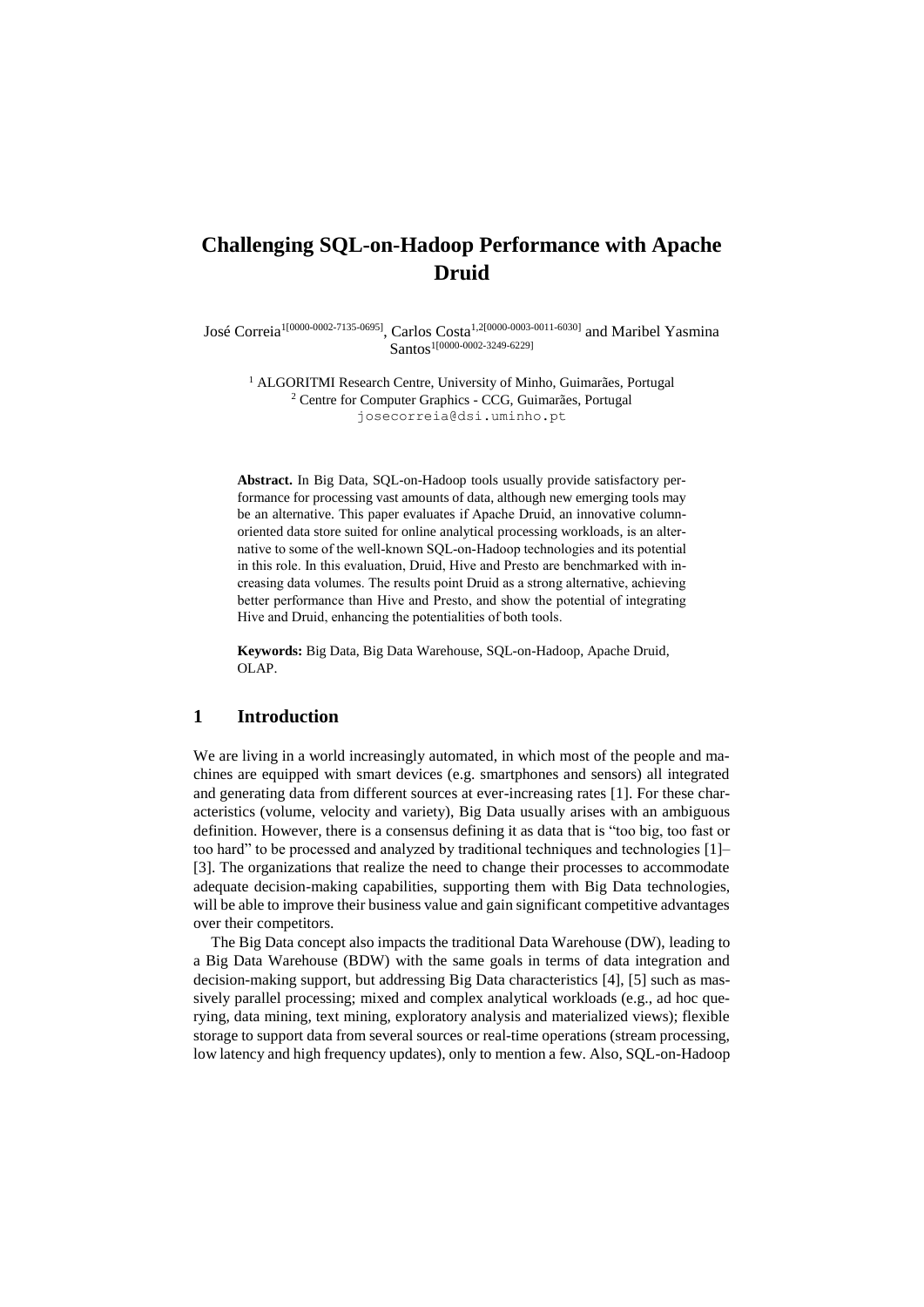# Challenging SQL-on-Hadoop Performance with Apache Druid

José Correia[1[0000-0002-7135-0695]], Carlos Costa[1,2[0000-0003-0011-6030]] and Maribel Yasmina Santos[1[0000-0002-3249-6229]]

[1] ALGORITMI Research Centre, University of Minho, Guimarães, Portugal
[2] Centre for Computer Graphics - CCG, Guimarães, Portugal
josecorreia@dsi.uminho.pt

**Abstract.** In Big Data, SQL-on-Hadoop tools usually provide satisfactory performance for processing vast amounts of data, although new emerging tools may be an alternative. This paper evaluates if Apache Druid, an innovative column-oriented data store suited for online analytical processing workloads, is an alternative to some of the well-known SQL-on-Hadoop technologies and its potential in this role. In this evaluation, Druid, Hive and Presto are benchmarked with increasing data volumes. The results point Druid as a strong alternative, achieving better performance than Hive and Presto, and show the potential of integrating Hive and Druid, enhancing the potentialities of both tools.

**Keywords:** Big Data, Big Data Warehouse, SQL-on-Hadoop, Apache Druid, OLAP.

## 1 Introduction

We are living in a world increasingly automated, in which most of the people and machines are equipped with smart devices (e.g. smartphones and sensors) all integrated and generating data from different sources at ever-increasing rates [1]. For these characteristics (volume, velocity and variety), Big Data usually arises with an ambiguous definition. However, there is a consensus defining it as data that is "too big, too fast or too hard" to be processed and analyzed by traditional techniques and technologies [1]–[3]. The organizations that realize the need to change their processes to accommodate adequate decision-making capabilities, supporting them with Big Data technologies, will be able to improve their business value and gain significant competitive advantages over their competitors.

The Big Data concept also impacts the traditional Data Warehouse (DW), leading to a Big Data Warehouse (BDW) with the same goals in terms of data integration and decision-making support, but addressing Big Data characteristics [4], [5] such as massively parallel processing; mixed and complex analytical workloads (e.g., ad hoc querying, data mining, text mining, exploratory analysis and materialized views); flexible storage to support data from several sources or real-time operations (stream processing, low latency and high frequency updates), only to mention a few. Also, SQL-on-Hadoop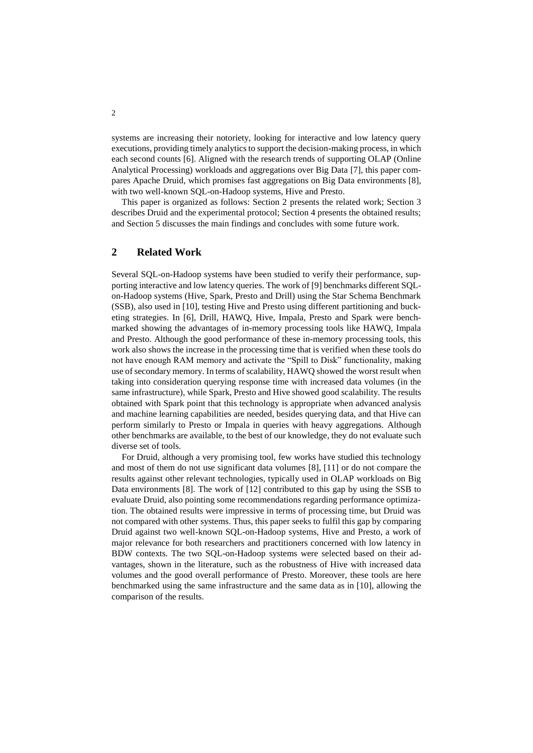systems are increasing their notoriety, looking for interactive and low latency query executions, providing timely analytics to support the decision-making process, in which each second counts [6]. Aligned with the research trends of supporting OLAP (Online Analytical Processing) workloads and aggregations over Big Data [7], this paper compares Apache Druid, which promises fast aggregations on Big Data environments [8], with two well-known SQL-on-Hadoop systems, Hive and Presto.

This paper is organized as follows: Section 2 presents the related work; Section 3 describes Druid and the experimental protocol; Section 4 presents the obtained results; and Section 5 discusses the main findings and concludes with some future work.

## 2 Related Work

Several SQL-on-Hadoop systems have been studied to verify their performance, supporting interactive and low latency queries. The work of [9] benchmarks different SQL-on-Hadoop systems (Hive, Spark, Presto and Drill) using the Star Schema Benchmark (SSB), also used in [10], testing Hive and Presto using different partitioning and bucketing strategies. In [6], Drill, HAWQ, Hive, Impala, Presto and Spark were benchmarked showing the advantages of in-memory processing tools like HAWQ, Impala and Presto. Although the good performance of these in-memory processing tools, this work also shows the increase in the processing time that is verified when these tools do not have enough RAM memory and activate the "Spill to Disk" functionality, making use of secondary memory. In terms of scalability, HAWQ showed the worst result when taking into consideration querying response time with increased data volumes (in the same infrastructure), while Spark, Presto and Hive showed good scalability. The results obtained with Spark point that this technology is appropriate when advanced analysis and machine learning capabilities are needed, besides querying data, and that Hive can perform similarly to Presto or Impala in queries with heavy aggregations. Although other benchmarks are available, to the best of our knowledge, they do not evaluate such diverse set of tools.

For Druid, although a very promising tool, few works have studied this technology and most of them do not use significant data volumes [8], [11] or do not compare the results against other relevant technologies, typically used in OLAP workloads on Big Data environments [8]. The work of [12] contributed to this gap by using the SSB to evaluate Druid, also pointing some recommendations regarding performance optimization. The obtained results were impressive in terms of processing time, but Druid was not compared with other systems. Thus, this paper seeks to fulfil this gap by comparing Druid against two well-known SQL-on-Hadoop systems, Hive and Presto, a work of major relevance for both researchers and practitioners concerned with low latency in BDW contexts. The two SQL-on-Hadoop systems were selected based on their advantages, shown in the literature, such as the robustness of Hive with increased data volumes and the good overall performance of Presto. Moreover, these tools are here benchmarked using the same infrastructure and the same data as in [10], allowing the comparison of the results.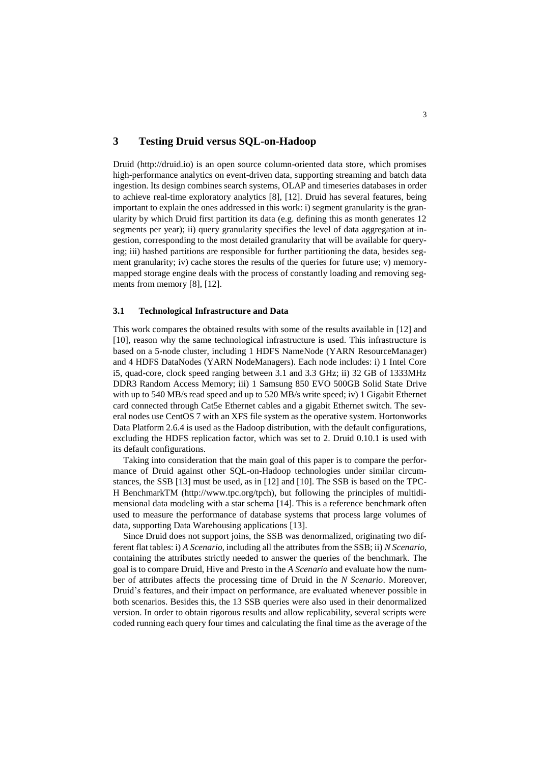## 3 Testing Druid versus SQL-on-Hadoop

Druid (http://druid.io) is an open source column-oriented data store, which promises high-performance analytics on event-driven data, supporting streaming and batch data ingestion. Its design combines search systems, OLAP and timeseries databases in order to achieve real-time exploratory analytics [8], [12]. Druid has several features, being important to explain the ones addressed in this work: i) segment granularity is the granularity by which Druid first partition its data (e.g. defining this as month generates 12 segments per year); ii) query granularity specifies the level of data aggregation at ingestion, corresponding to the most detailed granularity that will be available for querying; iii) hashed partitions are responsible for further partitioning the data, besides segment granularity; iv) cache stores the results of the queries for future use; v) memory-mapped storage engine deals with the process of constantly loading and removing segments from memory [8], [12].

### 3.1 Technological Infrastructure and Data

This work compares the obtained results with some of the results available in [12] and [10], reason why the same technological infrastructure is used. This infrastructure is based on a 5-node cluster, including 1 HDFS NameNode (YARN ResourceManager) and 4 HDFS DataNodes (YARN NodeManagers). Each node includes: i) 1 Intel Core i5, quad-core, clock speed ranging between 3.1 and 3.3 GHz; ii) 32 GB of 1333MHz DDR3 Random Access Memory; iii) 1 Samsung 850 EVO 500GB Solid State Drive with up to 540 MB/s read speed and up to 520 MB/s write speed; iv) 1 Gigabit Ethernet card connected through Cat5e Ethernet cables and a gigabit Ethernet switch. The several nodes use CentOS 7 with an XFS file system as the operative system. Hortonworks Data Platform 2.6.4 is used as the Hadoop distribution, with the default configurations, excluding the HDFS replication factor, which was set to 2. Druid 0.10.1 is used with its default configurations.

Taking into consideration that the main goal of this paper is to compare the performance of Druid against other SQL-on-Hadoop technologies under similar circumstances, the SSB [13] must be used, as in [12] and [10]. The SSB is based on the TPC-H BenchmarkTM (http://www.tpc.org/tpch), but following the principles of multidimensional data modeling with a star schema [14]. This is a reference benchmark often used to measure the performance of database systems that process large volumes of data, supporting Data Warehousing applications [13].

Since Druid does not support joins, the SSB was denormalized, originating two different flat tables: i) *A Scenario*, including all the attributes from the SSB; ii) *N Scenario*, containing the attributes strictly needed to answer the queries of the benchmark. The goal is to compare Druid, Hive and Presto in the *A Scenario* and evaluate how the number of attributes affects the processing time of Druid in the *N Scenario*. Moreover, Druid's features, and their impact on performance, are evaluated whenever possible in both scenarios. Besides this, the 13 SSB queries were also used in their denormalized version. In order to obtain rigorous results and allow replicability, several scripts were coded running each query four times and calculating the final time as the average of the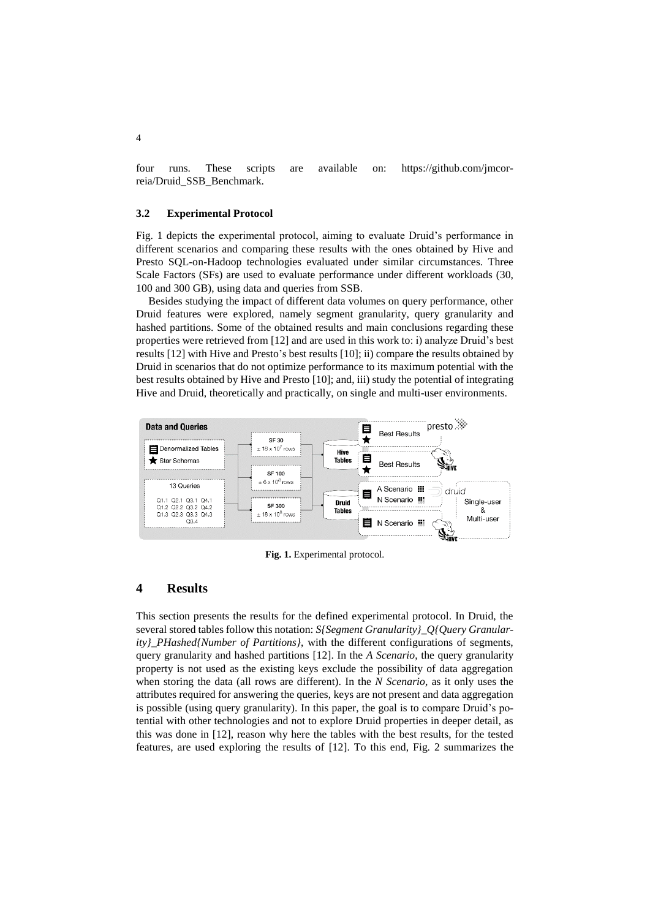four runs. These scripts are available on: https://github.com/jmcorreia/Druid_SSB_Benchmark.

### 3.2 Experimental Protocol

Fig. 1 depicts the experimental protocol, aiming to evaluate Druid's performance in different scenarios and comparing these results with the ones obtained by Hive and Presto SQL-on-Hadoop technologies evaluated under similar circumstances. Three Scale Factors (SFs) are used to evaluate performance under different workloads (30, 100 and 300 GB), using data and queries from SSB.

Besides studying the impact of different data volumes on query performance, other Druid features were explored, namely segment granularity, query granularity and hashed partitions. Some of the obtained results and main conclusions regarding these properties were retrieved from [12] and are used in this work to: i) analyze Druid's best results [12] with Hive and Presto's best results [10]; ii) compare the results obtained by Druid in scenarios that do not optimize performance to its maximum potential with the best results obtained by Hive and Presto [10]; and, iii) study the potential of integrating Hive and Druid, theoretically and practically, on single and multi-user environments.

**Fig. 1.** Experimental protocol.

## 4 Results

This section presents the results for the defined experimental protocol. In Druid, the several stored tables follow this notation: *S{Segment Granularity}_Q{Query Granularity}_PHashed{Number of Partitions}*, with the different configurations of segments, query granularity and hashed partitions [12]. In the *A Scenario*, the query granularity property is not used as the existing keys exclude the possibility of data aggregation when storing the data (all rows are different). In the *N Scenario*, as it only uses the attributes required for answering the queries, keys are not present and data aggregation is possible (using query granularity). In this paper, the goal is to compare Druid's potential with other technologies and not to explore Druid properties in deeper detail, as this was done in [12], reason why here the tables with the best results, for the tested features, are used exploring the results of [12]. To this end, Fig. 2 summarizes the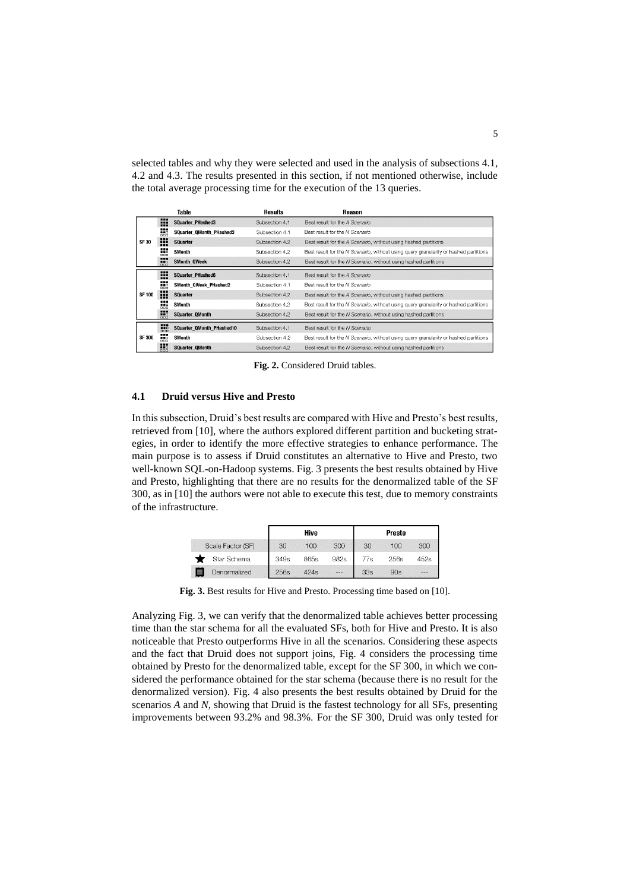selected tables and why they were selected and used in the analysis of subsections 4.1, 4.2 and 4.3. The results presented in this section, if not mentioned otherwise, include the total average processing time for the execution of the 13 queries.

| | Table | Results | Reason |
|---|---|---|---|
| SF 30 | SQuarter_PHashed3 | Subsection 4.1 | Best result for the *A Scenario* |
| | SQuarter_QMonth_PHashed3 | Subsection 4.1 | Best result for the *N Scenario* |
| | SQuarter | Subsection 4.2 | Best result for the *A Scenario*, without using hashed partitions |
| | SMonth | Subsection 4.2 | Best result for the *N Scenario*, without using query granularity or hashed partitions |
| | SMonth_QWeek | Subsection 4.2 | Best result for the *N Scenario*, without using hashed partitions |
| SF 100 | SQuarter_PHashed6 | Subsection 4.1 | Best result for the *A Scenario* |
| | SMonth_QWeek_PHashed2 | Subsection 4.1 | Best result for the *N Scenario* |
| | SQuarter | Subsection 4.2 | Best result for the *A Scenario*, without using hashed partitions |
| | SMonth | Subsection 4.2 | Best result for the *N Scenario*, without using query granularity or hashed partitions |
| | SQuarter_QMonth | Subsection 4.2 | Best result for the *N Scenario*, without using hashed partitions |
| SF 300 | SQuarter_QMonth_PHashed10 | Subsection 4.1 | Best result for the *N Scenario* |
| | SMonth | Subsection 4.2 | Best result for the *N Scenario*, without using query granularity or hashed partitions |
| | SQuarter_QMonth | Subsection 4.2 | Best result for the *N Scenario*, without using hashed partitions |

**Fig. 2.** Considered Druid tables.

### 4.1 Druid versus Hive and Presto

In this subsection, Druid's best results are compared with Hive and Presto's best results, retrieved from [10], where the authors explored different partition and bucketing strategies, in order to identify the more effective strategies to enhance performance. The main purpose is to assess if Druid constitutes an alternative to Hive and Presto, two well-known SQL-on-Hadoop systems. Fig. 3 presents the best results obtained by Hive and Presto, highlighting that there are no results for the denormalized table of the SF 300, as in [10] the authors were not able to execute this test, due to memory constraints of the infrastructure.

| | Hive | | | Presto | | |
|---|---|---|---|---|---|---|
| Scale Factor (SF) | 30 | 100 | 300 | 30 | 100 | 300 |
| Star Schema | 349s | 865s | 982s | 77s | 256s | 452s |
| Denormalized | 256s | 424s | --- | 33s | 90s | --- |

**Fig. 3.** Best results for Hive and Presto. Processing time based on [10].

Analyzing Fig. 3, we can verify that the denormalized table achieves better processing time than the star schema for all the evaluated SFs, both for Hive and Presto. It is also noticeable that Presto outperforms Hive in all the scenarios. Considering these aspects and the fact that Druid does not support joins, Fig. 4 considers the processing time obtained by Presto for the denormalized table, except for the SF 300, in which we considered the performance obtained for the star schema (because there is no result for the denormalized version). Fig. 4 also presents the best results obtained by Druid for the scenarios *A* and *N*, showing that Druid is the fastest technology for all SFs, presenting improvements between 93.2% and 98.3%. For the SF 300, Druid was only tested for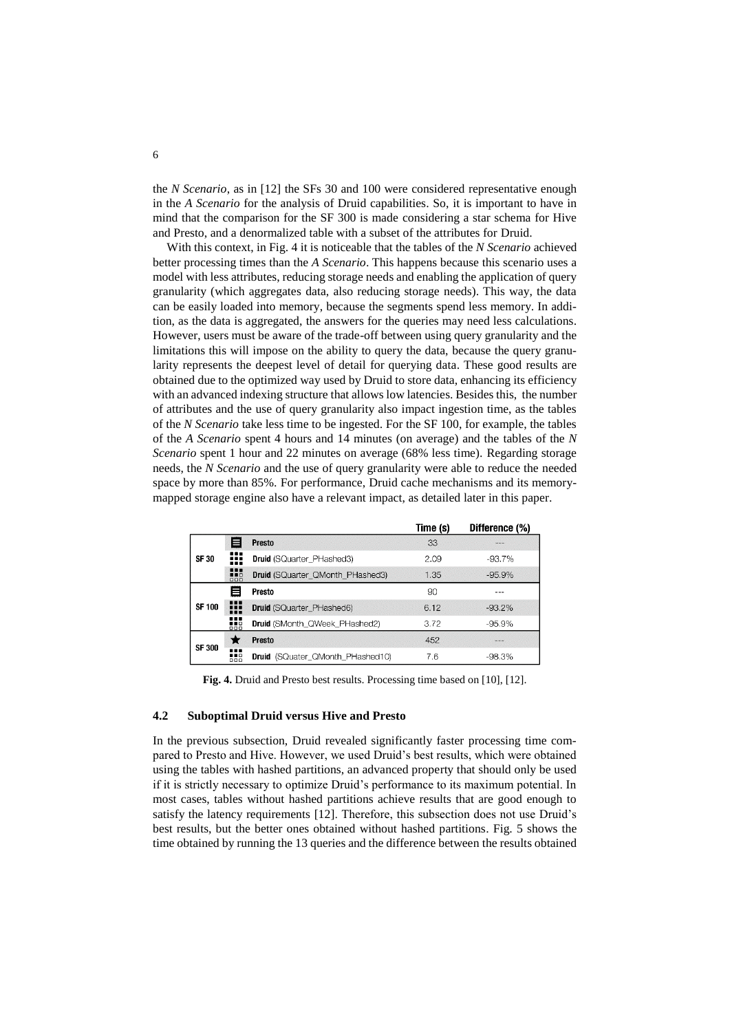the *N Scenario*, as in [12] the SFs 30 and 100 were considered representative enough in the *A Scenario* for the analysis of Druid capabilities. So, it is important to have in mind that the comparison for the SF 300 is made considering a star schema for Hive and Presto, and a denormalized table with a subset of the attributes for Druid.

With this context, in Fig. 4 it is noticeable that the tables of the *N Scenario* achieved better processing times than the *A Scenario*. This happens because this scenario uses a model with less attributes, reducing storage needs and enabling the application of query granularity (which aggregates data, also reducing storage needs). This way, the data can be easily loaded into memory, because the segments spend less memory. In addition, as the data is aggregated, the answers for the queries may need less calculations. However, users must be aware of the trade-off between using query granularity and the limitations this will impose on the ability to query the data, because the query granularity represents the deepest level of detail for querying data. These good results are obtained due to the optimized way used by Druid to store data, enhancing its efficiency with an advanced indexing structure that allows low latencies. Besides this, the number of attributes and the use of query granularity also impact ingestion time, as the tables of the *N Scenario* take less time to be ingested. For the SF 100, for example, the tables of the *A Scenario* spent 4 hours and 14 minutes (on average) and the tables of the *N Scenario* spent 1 hour and 22 minutes on average (68% less time). Regarding storage needs, the *N Scenario* and the use of query granularity were able to reduce the needed space by more than 85%. For performance, Druid cache mechanisms and its memory-mapped storage engine also have a relevant impact, as detailed later in this paper.

| | | Time (s) | Difference (%) |
|---|---|---|---|
| SF 30 | **Presto** | 33 | --- |
| | **Druid** (SQuarter_PHashed3) | 2.09 | -93.7% |
| | **Druid** (SQuarter_QMonth_PHashed3) | 1.35 | -95.9% |
| SF 100 | **Presto** | 90 | --- |
| | **Druid** (SQuarter_PHashed6) | 6.12 | -93.2% |
| | **Druid** (SMonth_QWeek_PHashed2) | 3.72 | -95.9% |
| SF 300 | **Presto** | 452 | --- |
| | **Druid** (SQuater_QMonth_PHashed10) | 7.6 | -98.3% |

**Fig. 4.** Druid and Presto best results. Processing time based on [10], [12].

### 4.2 Suboptimal Druid versus Hive and Presto

In the previous subsection, Druid revealed significantly faster processing time compared to Presto and Hive. However, we used Druid's best results, which were obtained using the tables with hashed partitions, an advanced property that should only be used if it is strictly necessary to optimize Druid's performance to its maximum potential. In most cases, tables without hashed partitions achieve results that are good enough to satisfy the latency requirements [12]. Therefore, this subsection does not use Druid's best results, but the better ones obtained without hashed partitions. Fig. 5 shows the time obtained by running the 13 queries and the difference between the results obtained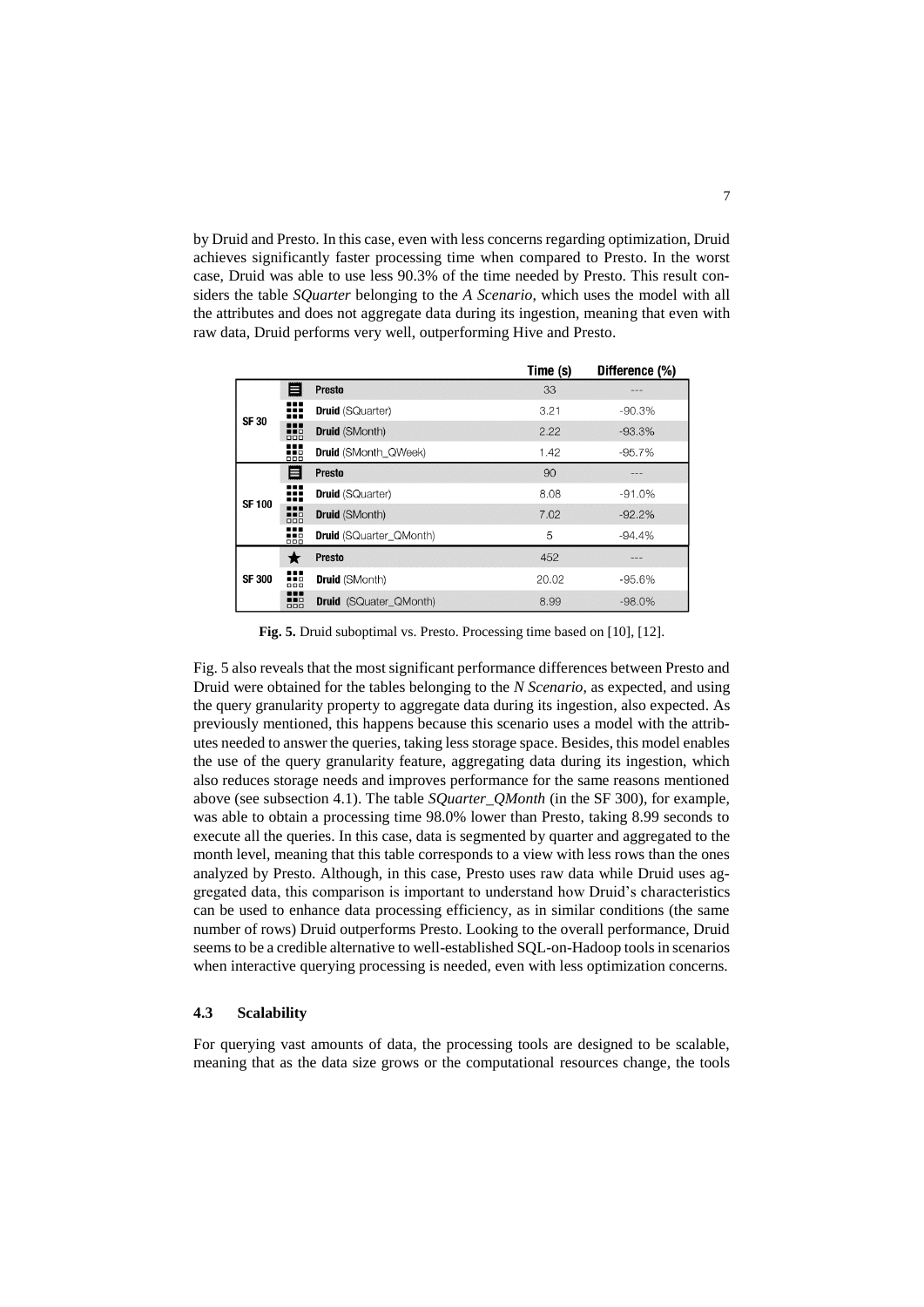by Druid and Presto. In this case, even with less concerns regarding optimization, Druid achieves significantly faster processing time when compared to Presto. In the worst case, Druid was able to use less 90.3% of the time needed by Presto. This result considers the table *SQuarter* belonging to the *A Scenario*, which uses the model with all the attributes and does not aggregate data during its ingestion, meaning that even with raw data, Druid performs very well, outperforming Hive and Presto.

| | | Time (s) | Difference (%) |
|---|---|---|---|
| SF 30 | **Presto** | 33 | --- |
| | **Druid** (SQuarter) | 3.21 | -90.3% |
| | **Druid** (SMonth) | 2.22 | -93.3% |
| | **Druid** (SMonth_QWeek) | 1.42 | -95.7% |
| SF 100 | **Presto** | 90 | --- |
| | **Druid** (SQuarter) | 8.08 | -91.0% |
| | **Druid** (SMonth) | 7.02 | -92.2% |
| | **Druid** (SQuarter_QMonth) | 5 | -94.4% |
| SF 300 | **Presto** | 452 | --- |
| | **Druid** (SMonth) | 20.02 | -95.6% |
| | **Druid** (SQuater_QMonth) | 8.99 | -98.0% |

**Fig. 5.** Druid suboptimal vs. Presto. Processing time based on [10], [12].

Fig. 5 also reveals that the most significant performance differences between Presto and Druid were obtained for the tables belonging to the *N Scenario*, as expected, and using the query granularity property to aggregate data during its ingestion, also expected. As previously mentioned, this happens because this scenario uses a model with the attributes needed to answer the queries, taking less storage space. Besides, this model enables the use of the query granularity feature, aggregating data during its ingestion, which also reduces storage needs and improves performance for the same reasons mentioned above (see subsection 4.1). The table *SQuarter_QMonth* (in the SF 300), for example, was able to obtain a processing time 98.0% lower than Presto, taking 8.99 seconds to execute all the queries. In this case, data is segmented by quarter and aggregated to the month level, meaning that this table corresponds to a view with less rows than the ones analyzed by Presto. Although, in this case, Presto uses raw data while Druid uses aggregated data, this comparison is important to understand how Druid's characteristics can be used to enhance data processing efficiency, as in similar conditions (the same number of rows) Druid outperforms Presto. Looking to the overall performance, Druid seems to be a credible alternative to well-established SQL-on-Hadoop tools in scenarios when interactive querying processing is needed, even with less optimization concerns.

### 4.3 Scalability

For querying vast amounts of data, the processing tools are designed to be scalable, meaning that as the data size grows or the computational resources change, the tools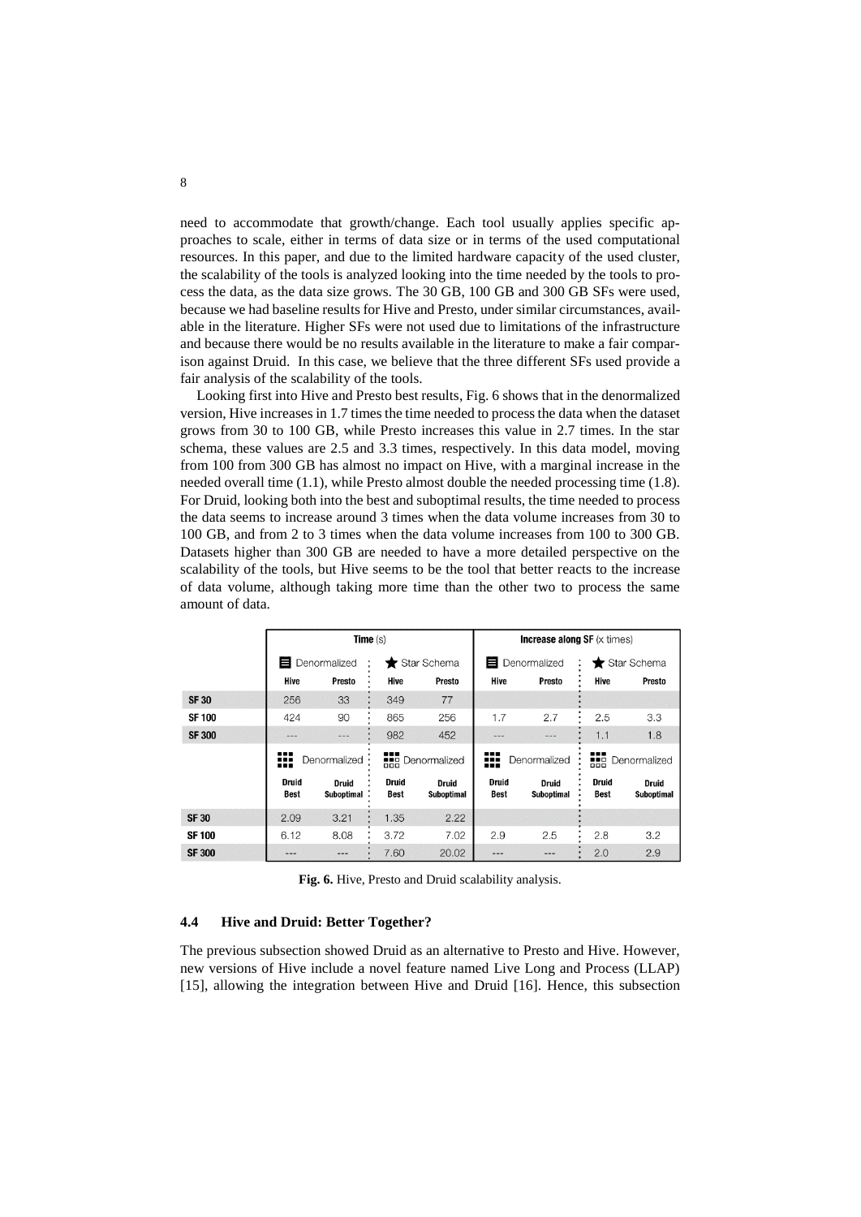need to accommodate that growth/change. Each tool usually applies specific approaches to scale, either in terms of data size or in terms of the used computational resources. In this paper, and due to the limited hardware capacity of the used cluster, the scalability of the tools is analyzed looking into the time needed by the tools to process the data, as the data size grows. The 30 GB, 100 GB and 300 GB SFs were used, because we had baseline results for Hive and Presto, under similar circumstances, available in the literature. Higher SFs were not used due to limitations of the infrastructure and because there would be no results available in the literature to make a fair comparison against Druid. In this case, we believe that the three different SFs used provide a fair analysis of the scalability of the tools.

Looking first into Hive and Presto best results, Fig. 6 shows that in the denormalized version, Hive increases in 1.7 times the time needed to process the data when the dataset grows from 30 to 100 GB, while Presto increases this value in 2.7 times. In the star schema, these values are 2.5 and 3.3 times, respectively. In this data model, moving from 100 from 300 GB has almost no impact on Hive, with a marginal increase in the needed overall time (1.1), while Presto almost double the needed processing time (1.8). For Druid, looking both into the best and suboptimal results, the time needed to process the data seems to increase around 3 times when the data volume increases from 30 to 100 GB, and from 2 to 3 times when the data volume increases from 100 to 300 GB. Datasets higher than 300 GB are needed to have a more detailed perspective on the scalability of the tools, but Hive seems to be the tool that better reacts to the increase of data volume, although taking more time than the other two to process the same amount of data.

| | Time (s) | | | | Increase along SF (x times) | | | |
|---|---|---|---|---|---|---|---|---|
| | Denormalized | | Star Schema | | Denormalized | | Star Schema | |
| | Hive | Presto | Hive | Presto | Hive | Presto | Hive | Presto |
| SF 30 | 256 | 33 | 349 | 77 | | | | |
| SF 100 | 424 | 90 | 865 | 256 | 1.7 | 2.7 | 2.5 | 3.3 |
| SF 300 | --- | --- | 982 | 452 | --- | --- | 1.1 | 1.8 |
| | Denormalized | | Denormalized | | Denormalized | | Denormalized | |
| | Druid Best | Druid Suboptimal | Druid Best | Druid Suboptimal | Druid Best | Druid Suboptimal | Druid Best | Druid Suboptimal |
| SF 30 | 2.09 | 3.21 | 1.35 | 2.22 | | | | |
| SF 100 | 6.12 | 8.08 | 3.72 | 7.02 | 2.9 | 2.5 | 2.8 | 3.2 |
| SF 300 | --- | --- | 7.60 | 20.02 | --- | --- | 2.0 | 2.9 |

**Fig. 6.** Hive, Presto and Druid scalability analysis.

### 4.4 Hive and Druid: Better Together?

The previous subsection showed Druid as an alternative to Presto and Hive. However, new versions of Hive include a novel feature named Live Long and Process (LLAP) [15], allowing the integration between Hive and Druid [16]. Hence, this subsection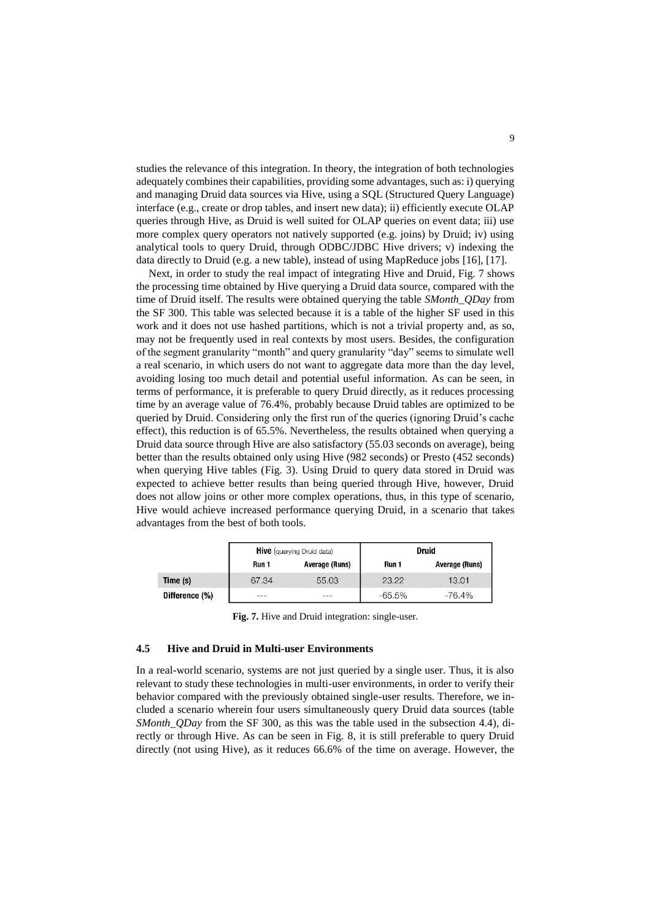studies the relevance of this integration. In theory, the integration of both technologies adequately combines their capabilities, providing some advantages, such as: i) querying and managing Druid data sources via Hive, using a SQL (Structured Query Language) interface (e.g., create or drop tables, and insert new data); ii) efficiently execute OLAP queries through Hive, as Druid is well suited for OLAP queries on event data; iii) use more complex query operators not natively supported (e.g. joins) by Druid; iv) using analytical tools to query Druid, through ODBC/JDBC Hive drivers; v) indexing the data directly to Druid (e.g. a new table), instead of using MapReduce jobs [16], [17].

Next, in order to study the real impact of integrating Hive and Druid, Fig. 7 shows the processing time obtained by Hive querying a Druid data source, compared with the time of Druid itself. The results were obtained querying the table *SMonth_QDay* from the SF 300. This table was selected because it is a table of the higher SF used in this work and it does not use hashed partitions, which is not a trivial property and, as so, may not be frequently used in real contexts by most users. Besides, the configuration of the segment granularity "month" and query granularity "day" seems to simulate well a real scenario, in which users do not want to aggregate data more than the day level, avoiding losing too much detail and potential useful information. As can be seen, in terms of performance, it is preferable to query Druid directly, as it reduces processing time by an average value of 76.4%, probably because Druid tables are optimized to be queried by Druid. Considering only the first run of the queries (ignoring Druid's cache effect), this reduction is of 65.5%. Nevertheless, the results obtained when querying a Druid data source through Hive are also satisfactory (55.03 seconds on average), being better than the results obtained only using Hive (982 seconds) or Presto (452 seconds) when querying Hive tables (Fig. 3). Using Druid to query data stored in Druid was expected to achieve better results than being queried through Hive, however, Druid does not allow joins or other more complex operations, thus, in this type of scenario, Hive would achieve increased performance querying Druid, in a scenario that takes advantages from the best of both tools.

| | **Hive** (querying Druid data) | | **Druid** | |
|---|---|---|---|---|
| | **Run 1** | **Average (Runs)** | **Run 1** | **Average (Runs)** |
| **Time (s)** | 67.34 | 55.03 | 23.22 | 13.01 |
| **Difference (%)** | --- | --- | -65.5% | -76.4% |

**Fig. 7.** Hive and Druid integration: single-user.

### 4.5 Hive and Druid in Multi-user Environments

In a real-world scenario, systems are not just queried by a single user. Thus, it is also relevant to study these technologies in multi-user environments, in order to verify their behavior compared with the previously obtained single-user results. Therefore, we included a scenario wherein four users simultaneously query Druid data sources (table *SMonth_QDay* from the SF 300, as this was the table used in the subsection 4.4), directly or through Hive. As can be seen in Fig. 8, it is still preferable to query Druid directly (not using Hive), as it reduces 66.6% of the time on average. However, the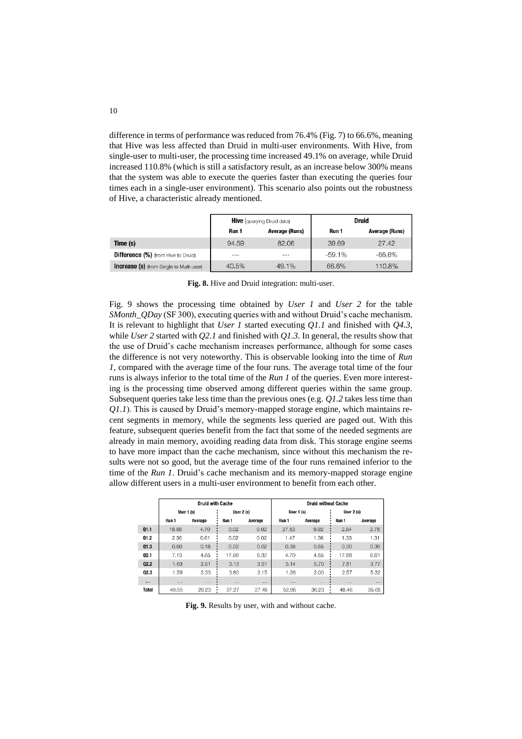difference in terms of performance was reduced from 76.4% (Fig. 7) to 66.6%, meaning that Hive was less affected than Druid in multi-user environments. With Hive, from single-user to multi-user, the processing time increased 49.1% on average, while Druid increased 110.8% (which is still a satisfactory result, as an increase below 300% means that the system was able to execute the queries faster than executing the queries four times each in a single-user environment). This scenario also points out the robustness of Hive, a characteristic already mentioned.

| | **Hive** (querying Druid data) | | **Druid** | |
|---|---|---|---|---|
| | **Run 1** | **Average (Runs)** | **Run 1** | **Average (Runs)** |
| **Time (s)** | 94.59 | 82.06 | 39.69 | 27.42 |
| **Difference (%)** (from Hive to Druid) | --- | --- | -59.1% | -66.6% |
| **Increase (s)** (from Single to Multi-user) | 40.5% | 49.1% | 66.6% | 110.8% |

**Fig. 8.** Hive and Druid integration: multi-user.

Fig. 9 shows the processing time obtained by *User 1* and *User 2* for the table *SMonth_QDay* (SF 300), executing queries with and without Druid's cache mechanism. It is relevant to highlight that *User 1* started executing *Q1.1* and finished with *Q4.3*, while *User 2* started with *Q2.1* and finished with *Q1.3*. In general, the results show that the use of Druid's cache mechanism increases performance, although for some cases the difference is not very noteworthy. This is observable looking into the time of *Run 1*, compared with the average time of the four runs. The average total time of the four runs is always inferior to the total time of the *Run 1* of the queries. Even more interesting is the processing time observed among different queries within the same group. Subsequent queries take less time than the previous ones (e.g. *Q1.2* takes less time than *Q1.1*). This is caused by Druid's memory-mapped storage engine, which maintains recent segments in memory, while the segments less queried are paged out. With this feature, subsequent queries benefit from the fact that some of the needed segments are already in main memory, avoiding reading data from disk. This storage engine seems to have more impact than the cache mechanism, since without this mechanism the results were not so good, but the average time of the four runs remained inferior to the time of the *Run 1*. Druid's cache mechanism and its memory-mapped storage engine allow different users in a multi-user environment to benefit from each other.

| | **Druid with Cache** | | | | **Druid without Cache** | | | |
|---|---|---|---|---|---|---|---|---|
| | **User 1 (s)** | | **User 2 (s)** | | **User 1 (s)** | | **User 2 (s)** | |
| | **Run 1** | **Average** | **Run 1** | **Average** | **Run 1** | **Average** | **Run 1** | **Average** |
| **Q1.1** | 18.68 | 4.70 | 0.02 | 0.02 | 27.53 | 9.92 | 2.84 | 2.76 |
| **Q1.2** | 2.36 | 0.61 | 0.02 | 0.02 | 1.47 | 1.36 | 1.33 | 1.31 |
| **Q1.3** | 0.60 | 0.18 | 0.02 | 0.02 | 0.38 | 0.65 | 0.30 | 0.36 |
| **Q2.1** | 7.13 | 4.65 | 17.98 | 6.32 | 4.70 | 4.85 | 17.88 | 6.61 |
| **Q2.2** | 1.63 | 2.51 | 3.13 | 3.51 | 5.14 | 5.70 | 7.51 | 3.77 |
| **Q2.3** | 1.59 | 2.33 | 3.80 | 3.15 | 1.26 | 2.00 | 2.57 | 5.32 |
| **...** | ... | ... | ... | ... | ... | ... | ... | ... |
| **Total** | 49.55 | 28.23 | 37.27 | 27.46 | 52.95 | 36.23 | 48.46 | 35.65 |

**Fig. 9.** Results by user, with and without cache.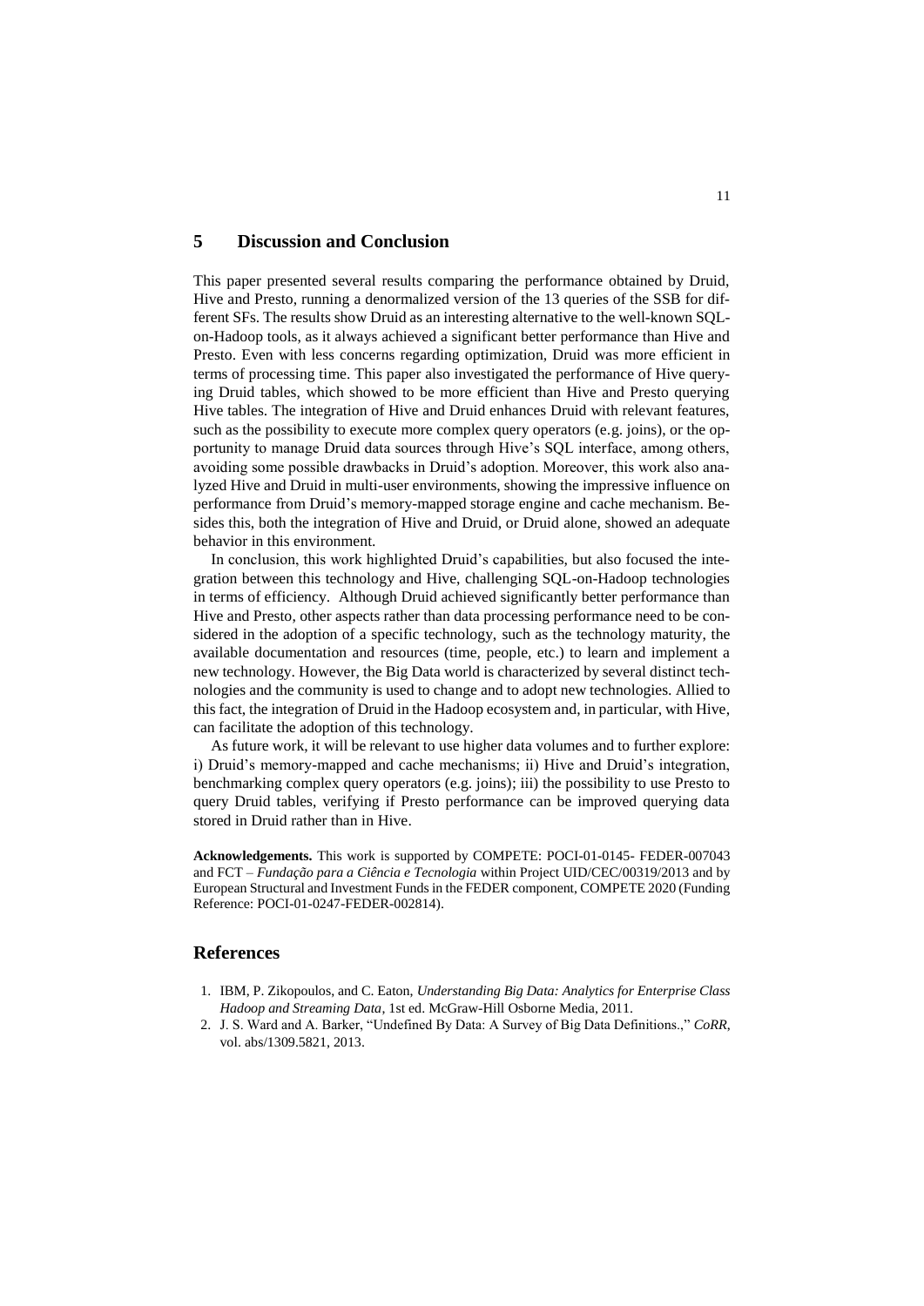## 5 Discussion and Conclusion

This paper presented several results comparing the performance obtained by Druid, Hive and Presto, running a denormalized version of the 13 queries of the SSB for different SFs. The results show Druid as an interesting alternative to the well-known SQL-on-Hadoop tools, as it always achieved a significant better performance than Hive and Presto. Even with less concerns regarding optimization, Druid was more efficient in terms of processing time. This paper also investigated the performance of Hive querying Druid tables, which showed to be more efficient than Hive and Presto querying Hive tables. The integration of Hive and Druid enhances Druid with relevant features, such as the possibility to execute more complex query operators (e.g. joins), or the opportunity to manage Druid data sources through Hive's SQL interface, among others, avoiding some possible drawbacks in Druid's adoption. Moreover, this work also analyzed Hive and Druid in multi-user environments, showing the impressive influence on performance from Druid's memory-mapped storage engine and cache mechanism. Besides this, both the integration of Hive and Druid, or Druid alone, showed an adequate behavior in this environment.

In conclusion, this work highlighted Druid's capabilities, but also focused the integration between this technology and Hive, challenging SQL-on-Hadoop technologies in terms of efficiency. Although Druid achieved significantly better performance than Hive and Presto, other aspects rather than data processing performance need to be considered in the adoption of a specific technology, such as the technology maturity, the available documentation and resources (time, people, etc.) to learn and implement a new technology. However, the Big Data world is characterized by several distinct technologies and the community is used to change and to adopt new technologies. Allied to this fact, the integration of Druid in the Hadoop ecosystem and, in particular, with Hive, can facilitate the adoption of this technology.

As future work, it will be relevant to use higher data volumes and to further explore: i) Druid's memory-mapped and cache mechanisms; ii) Hive and Druid's integration, benchmarking complex query operators (e.g. joins); iii) the possibility to use Presto to query Druid tables, verifying if Presto performance can be improved querying data stored in Druid rather than in Hive.

**Acknowledgements.** This work is supported by COMPETE: POCI-01-0145- FEDER-007043 and FCT – *Fundação para a Ciência e Tecnologia* within Project UID/CEC/00319/2013 and by European Structural and Investment Funds in the FEDER component, COMPETE 2020 (Funding Reference: POCI-01-0247-FEDER-002814).

## References

1. IBM, P. Zikopoulos, and C. Eaton, *Understanding Big Data: Analytics for Enterprise Class Hadoop and Streaming Data*, 1st ed. McGraw-Hill Osborne Media, 2011.
2. J. S. Ward and A. Barker, "Undefined By Data: A Survey of Big Data Definitions.," *CoRR*, vol. abs/1309.5821, 2013.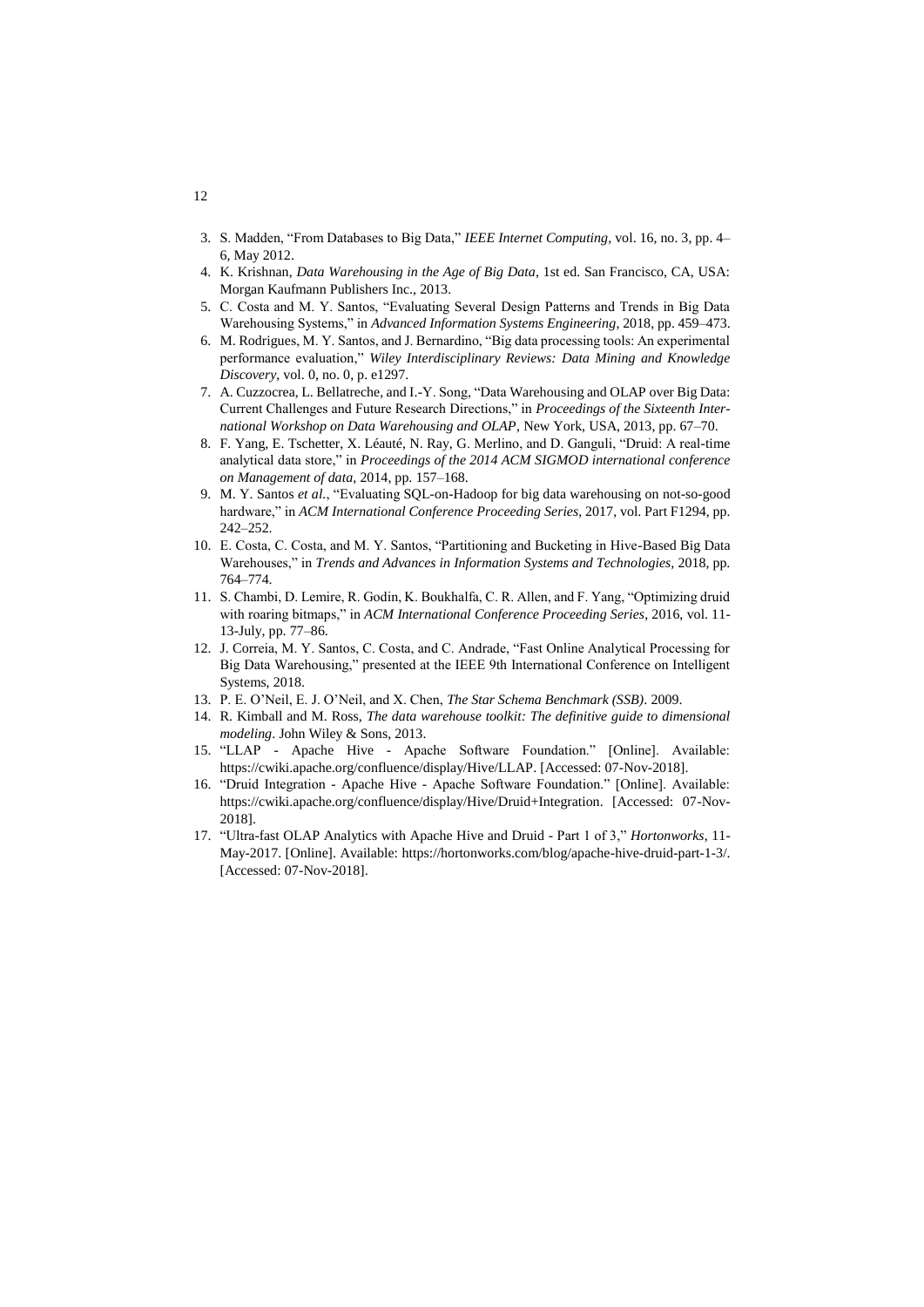3. S. Madden, "From Databases to Big Data," *IEEE Internet Computing*, vol. 16, no. 3, pp. 4–6, May 2012.
4. K. Krishnan, *Data Warehousing in the Age of Big Data*, 1st ed. San Francisco, CA, USA: Morgan Kaufmann Publishers Inc., 2013.
5. C. Costa and M. Y. Santos, "Evaluating Several Design Patterns and Trends in Big Data Warehousing Systems," in *Advanced Information Systems Engineering*, 2018, pp. 459–473.
6. M. Rodrigues, M. Y. Santos, and J. Bernardino, "Big data processing tools: An experimental performance evaluation," *Wiley Interdisciplinary Reviews: Data Mining and Knowledge Discovery*, vol. 0, no. 0, p. e1297.
7. A. Cuzzocrea, L. Bellatreche, and I.-Y. Song, "Data Warehousing and OLAP over Big Data: Current Challenges and Future Research Directions," in *Proceedings of the Sixteenth International Workshop on Data Warehousing and OLAP*, New York, USA, 2013, pp. 67–70.
8. F. Yang, E. Tschetter, X. Léauté, N. Ray, G. Merlino, and D. Ganguli, "Druid: A real-time analytical data store," in *Proceedings of the 2014 ACM SIGMOD international conference on Management of data*, 2014, pp. 157–168.
9. M. Y. Santos *et al.*, "Evaluating SQL-on-Hadoop for big data warehousing on not-so-good hardware," in *ACM International Conference Proceeding Series*, 2017, vol. Part F1294, pp. 242–252.
10. E. Costa, C. Costa, and M. Y. Santos, "Partitioning and Bucketing in Hive-Based Big Data Warehouses," in *Trends and Advances in Information Systems and Technologies*, 2018, pp. 764–774.
11. S. Chambi, D. Lemire, R. Godin, K. Boukhalfa, C. R. Allen, and F. Yang, "Optimizing druid with roaring bitmaps," in *ACM International Conference Proceeding Series*, 2016, vol. 11-13-July, pp. 77–86.
12. J. Correia, M. Y. Santos, C. Costa, and C. Andrade, "Fast Online Analytical Processing for Big Data Warehousing," presented at the IEEE 9th International Conference on Intelligent Systems, 2018.
13. P. E. O'Neil, E. J. O'Neil, and X. Chen, *The Star Schema Benchmark (SSB)*. 2009.
14. R. Kimball and M. Ross, *The data warehouse toolkit: The definitive guide to dimensional modeling*. John Wiley & Sons, 2013.
15. "LLAP - Apache Hive - Apache Software Foundation." [Online]. Available: https://cwiki.apache.org/confluence/display/Hive/LLAP. [Accessed: 07-Nov-2018].
16. "Druid Integration - Apache Hive - Apache Software Foundation." [Online]. Available: https://cwiki.apache.org/confluence/display/Hive/Druid+Integration. [Accessed: 07-Nov-2018].
17. "Ultra-fast OLAP Analytics with Apache Hive and Druid - Part 1 of 3," *Hortonworks*, 11-May-2017. [Online]. Available: https://hortonworks.com/blog/apache-hive-druid-part-1-3/. [Accessed: 07-Nov-2018].